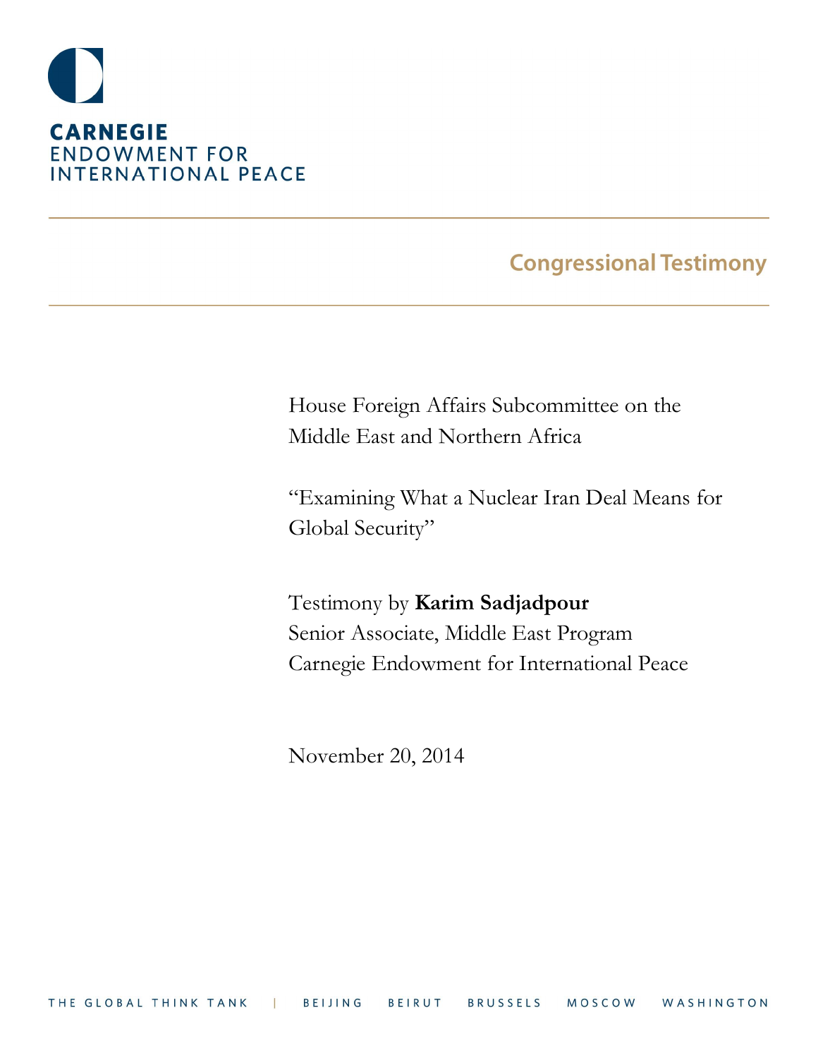**CARNEGIE**
ENDOWMENT FOR
INTERNATIONAL PEACE

## Congressional Testimony

House Foreign Affairs Subcommittee on the Middle East and Northern Africa

"Examining What a Nuclear Iran Deal Means for Global Security"

Testimony by **Karim Sadjadpour**
Senior Associate, Middle East Program
Carnegie Endowment for International Peace

November 20, 2014

THE GLOBAL THINK TANK | BEIJING BEIRUT BRUSSELS MOSCOW WASHINGTON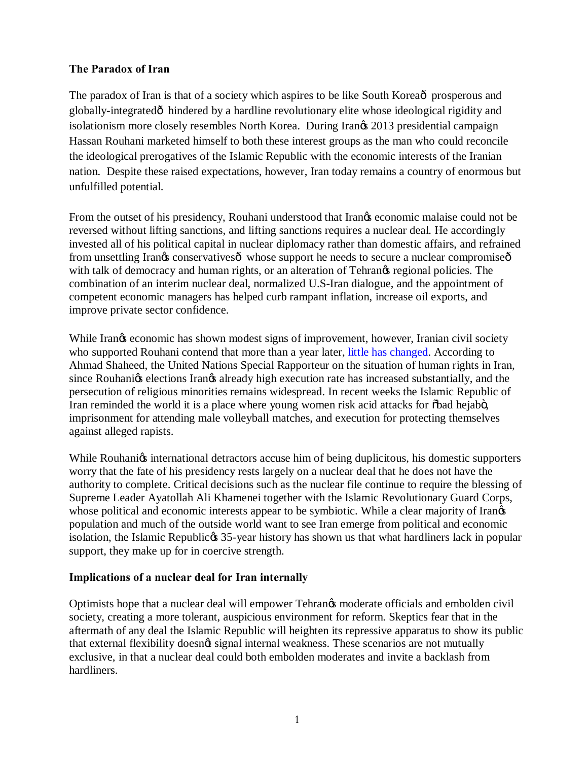**The Paradox of Iran**

The paradox of Iran is that of a society which aspires to be like South Korea— prosperous and globally-integrated— hindered by a hardline revolutionary elite whose ideological rigidity and isolationism more closely resembles North Korea. During Iran's 2013 presidential campaign Hassan Rouhani marketed himself to both these interest groups as the man who could reconcile the ideological prerogatives of the Islamic Republic with the economic interests of the Iranian nation. Despite these raised expectations, however, Iran today remains a country of enormous but unfulfilled potential.

From the outset of his presidency, Rouhani understood that Iran's economic malaise could not be reversed without lifting sanctions, and lifting sanctions requires a nuclear deal. He accordingly invested all of his political capital in nuclear diplomacy rather than domestic affairs, and refrained from unsettling Iran's conservatives— whose support he needs to secure a nuclear compromise— with talk of democracy and human rights, or an alteration of Tehran's regional policies. The combination of an interim nuclear deal, normalized U.S-Iran dialogue, and the appointment of competent economic managers has helped curb rampant inflation, increase oil exports, and improve private sector confidence.

While Iran's economic has shown modest signs of improvement, however, Iranian civil society who supported Rouhani contend that more than a year later, little has changed. According to Ahmad Shaheed, the United Nations Special Rapporteur on the situation of human rights in Iran, since Rouhani's elections Iran's already high execution rate has increased substantially, and the persecution of religious minorities remains widespread. In recent weeks the Islamic Republic of Iran reminded the world it is a place where young women risk acid attacks for "bad hejab", imprisonment for attending male volleyball matches, and execution for protecting themselves against alleged rapists.

While Rouhani's international detractors accuse him of being duplicitous, his domestic supporters worry that the fate of his presidency rests largely on a nuclear deal that he does not have the authority to complete. Critical decisions such as the nuclear file continue to require the blessing of Supreme Leader Ayatollah Ali Khamenei together with the Islamic Revolutionary Guard Corps, whose political and economic interests appear to be symbiotic. While a clear majority of Iran's population and much of the outside world want to see Iran emerge from political and economic isolation, the Islamic Republic's 35-year history has shown us that what hardliners lack in popular support, they make up for in coercive strength.

**Implications of a nuclear deal for Iran internally**

Optimists hope that a nuclear deal will empower Tehran's moderate officials and embolden civil society, creating a more tolerant, auspicious environment for reform. Skeptics fear that in the aftermath of any deal the Islamic Republic will heighten its repressive apparatus to show its public that external flexibility doesn't signal internal weakness. These scenarios are not mutually exclusive, in that a nuclear deal could both embolden moderates and invite a backlash from hardliners.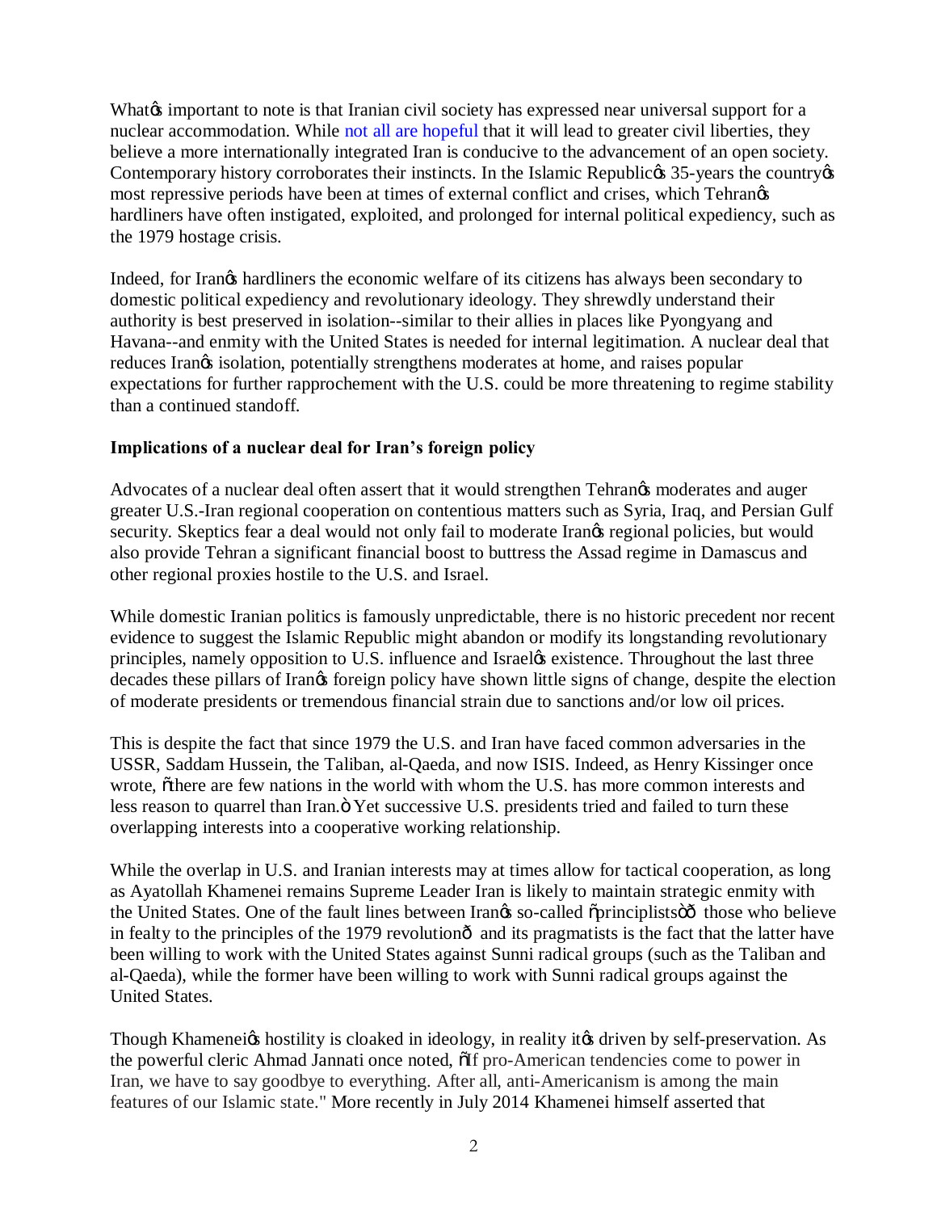What's important to note is that Iranian civil society has expressed near universal support for a nuclear accommodation. While not all are hopeful that it will lead to greater civil liberties, they believe a more internationally integrated Iran is conducive to the advancement of an open society. Contemporary history corroborates their instincts. In the Islamic Republic's 35-years the country's most repressive periods have been at times of external conflict and crises, which Tehran's hardliners have often instigated, exploited, and prolonged for internal political expediency, such as the 1979 hostage crisis.

Indeed, for Iran's hardliners the economic welfare of its citizens has always been secondary to domestic political expediency and revolutionary ideology. They shrewdly understand their authority is best preserved in isolation--similar to their allies in places like Pyongyang and Havana--and enmity with the United States is needed for internal legitimation. A nuclear deal that reduces Iran's isolation, potentially strengthens moderates at home, and raises popular expectations for further rapprochement with the U.S. could be more threatening to regime stability than a continued standoff.

**Implications of a nuclear deal for Iran's foreign policy**

Advocates of a nuclear deal often assert that it would strengthen Tehran's moderates and auger greater U.S.-Iran regional cooperation on contentious matters such as Syria, Iraq, and Persian Gulf security. Skeptics fear a deal would not only fail to moderate Iran's regional policies, but would also provide Tehran a significant financial boost to buttress the Assad regime in Damascus and other regional proxies hostile to the U.S. and Israel.

While domestic Iranian politics is famously unpredictable, there is no historic precedent nor recent evidence to suggest the Islamic Republic might abandon or modify its longstanding revolutionary principles, namely opposition to U.S. influence and Israel's existence. Throughout the last three decades these pillars of Iran's foreign policy have shown little signs of change, despite the election of moderate presidents or tremendous financial strain due to sanctions and/or low oil prices.

This is despite the fact that since 1979 the U.S. and Iran have faced common adversaries in the USSR, Saddam Hussein, the Taliban, al-Qaeda, and now ISIS. Indeed, as Henry Kissinger once wrote, "there are few nations in the world with whom the U.S. has more common interests and less reason to quarrel than Iran." Yet successive U.S. presidents tried and failed to turn these overlapping interests into a cooperative working relationship.

While the overlap in U.S. and Iranian interests may at times allow for tactical cooperation, as long as Ayatollah Khamenei remains Supreme Leader Iran is likely to maintain strategic enmity with the United States. One of the fault lines between Iran's so-called "principlists"— those who believe in fealty to the principles of the 1979 revolution— and its pragmatists is the fact that the latter have been willing to work with the United States against Sunni radical groups (such as the Taliban and al-Qaeda), while the former have been willing to work with Sunni radical groups against the United States.

Though Khamenei's hostility is cloaked in ideology, in reality it's driven by self-preservation. As the powerful cleric Ahmad Jannati once noted, "If pro-American tendencies come to power in Iran, we have to say goodbye to everything. After all, anti-Americanism is among the main features of our Islamic state." More recently in July 2014 Khamenei himself asserted that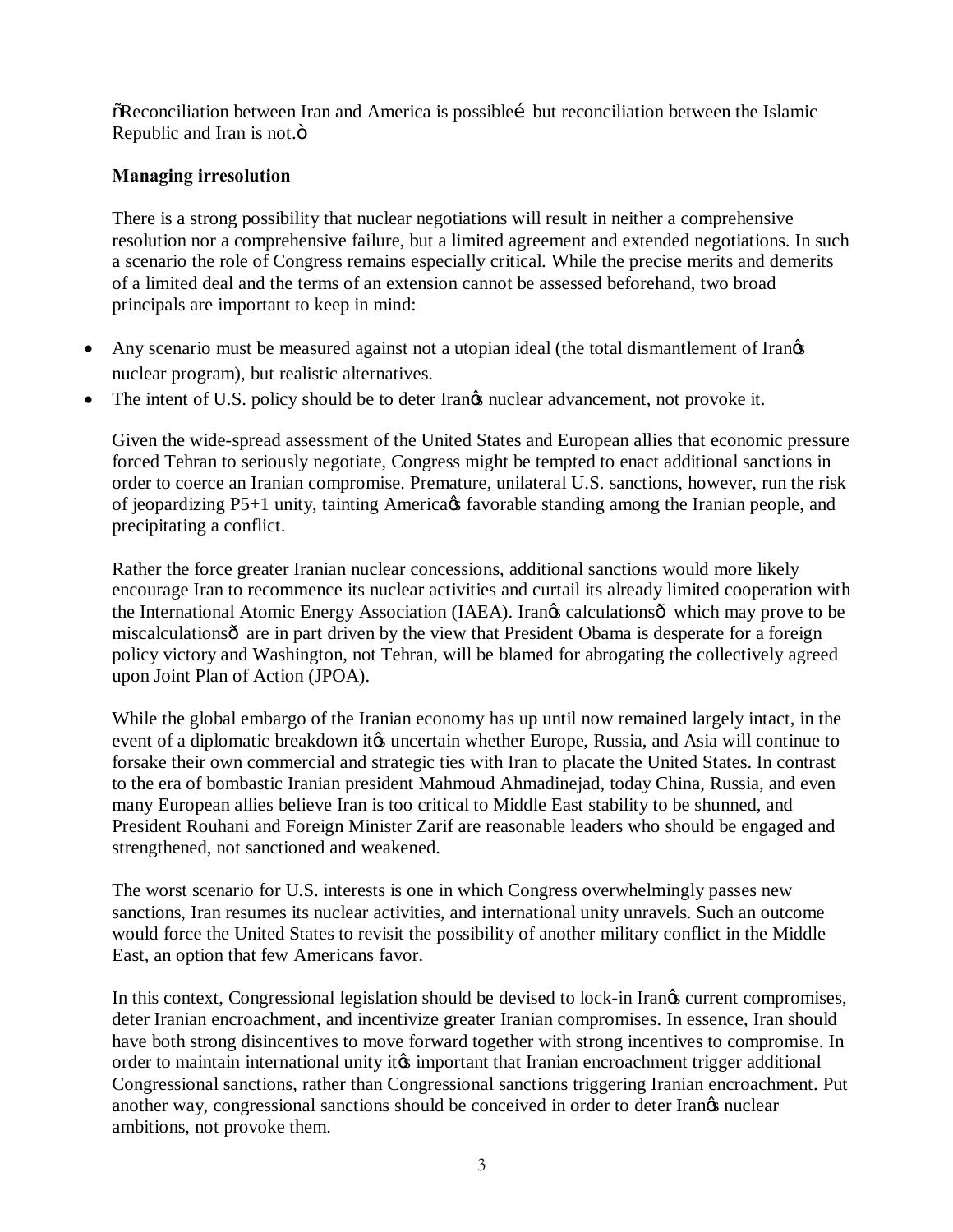"Reconciliation between Iran and America is possible… but reconciliation between the Islamic Republic and Iran is not."

**Managing irresolution**

There is a strong possibility that nuclear negotiations will result in neither a comprehensive resolution nor a comprehensive failure, but a limited agreement and extended negotiations. In such a scenario the role of Congress remains especially critical. While the precise merits and demerits of a limited deal and the terms of an extension cannot be assessed beforehand, two broad principals are important to keep in mind:

- Any scenario must be measured against not a utopian ideal (the total dismantlement of Iran's nuclear program), but realistic alternatives.
- The intent of U.S. policy should be to deter Iran's nuclear advancement, not provoke it.

Given the wide-spread assessment of the United States and European allies that economic pressure forced Tehran to seriously negotiate, Congress might be tempted to enact additional sanctions in order to coerce an Iranian compromise. Premature, unilateral U.S. sanctions, however, run the risk of jeopardizing P5+1 unity, tainting America's favorable standing among the Iranian people, and precipitating a conflict.

Rather the force greater Iranian nuclear concessions, additional sanctions would more likely encourage Iran to recommence its nuclear activities and curtail its already limited cooperation with the International Atomic Energy Association (IAEA). Iran's calculations—which may prove to be miscalculations—are in part driven by the view that President Obama is desperate for a foreign policy victory and Washington, not Tehran, will be blamed for abrogating the collectively agreed upon Joint Plan of Action (JPOA).

While the global embargo of the Iranian economy has up until now remained largely intact, in the event of a diplomatic breakdown it's uncertain whether Europe, Russia, and Asia will continue to forsake their own commercial and strategic ties with Iran to placate the United States. In contrast to the era of bombastic Iranian president Mahmoud Ahmadinejad, today China, Russia, and even many European allies believe Iran is too critical to Middle East stability to be shunned, and President Rouhani and Foreign Minister Zarif are reasonable leaders who should be engaged and strengthened, not sanctioned and weakened.

The worst scenario for U.S. interests is one in which Congress overwhelmingly passes new sanctions, Iran resumes its nuclear activities, and international unity unravels. Such an outcome would force the United States to revisit the possibility of another military conflict in the Middle East, an option that few Americans favor.

In this context, Congressional legislation should be devised to lock-in Iran's current compromises, deter Iranian encroachment, and incentivize greater Iranian compromises. In essence, Iran should have both strong disincentives to move forward together with strong incentives to compromise. In order to maintain international unity it's important that Iranian encroachment trigger additional Congressional sanctions, rather than Congressional sanctions triggering Iranian encroachment. Put another way, congressional sanctions should be conceived in order to deter Iran's nuclear ambitions, not provoke them.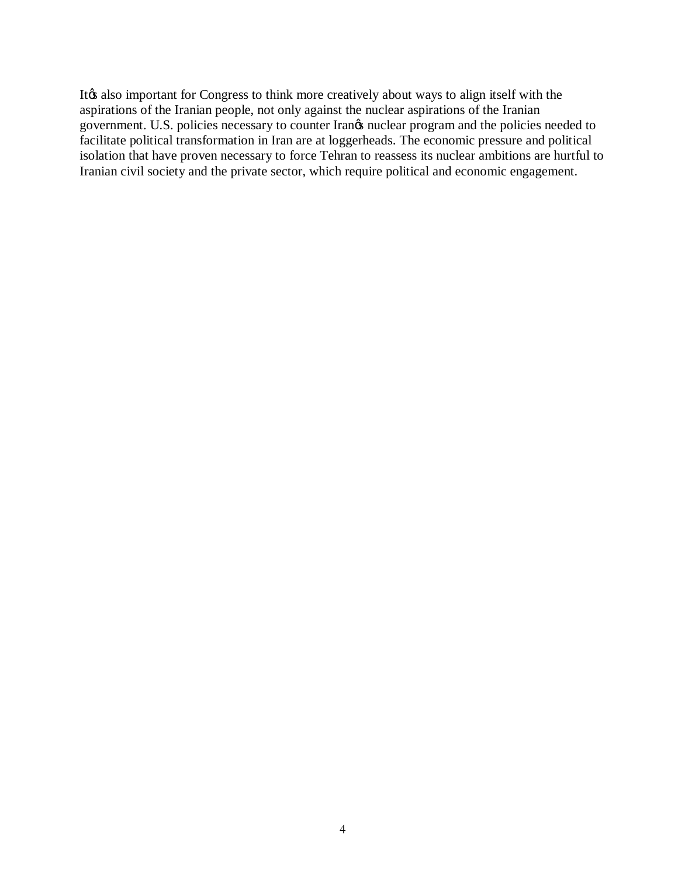It's also important for Congress to think more creatively about ways to align itself with the aspirations of the Iranian people, not only against the nuclear aspirations of the Iranian government. U.S. policies necessary to counter Iran's nuclear program and the policies needed to facilitate political transformation in Iran are at loggerheads. The economic pressure and political isolation that have proven necessary to force Tehran to reassess its nuclear ambitions are hurtful to Iranian civil society and the private sector, which require political and economic engagement.